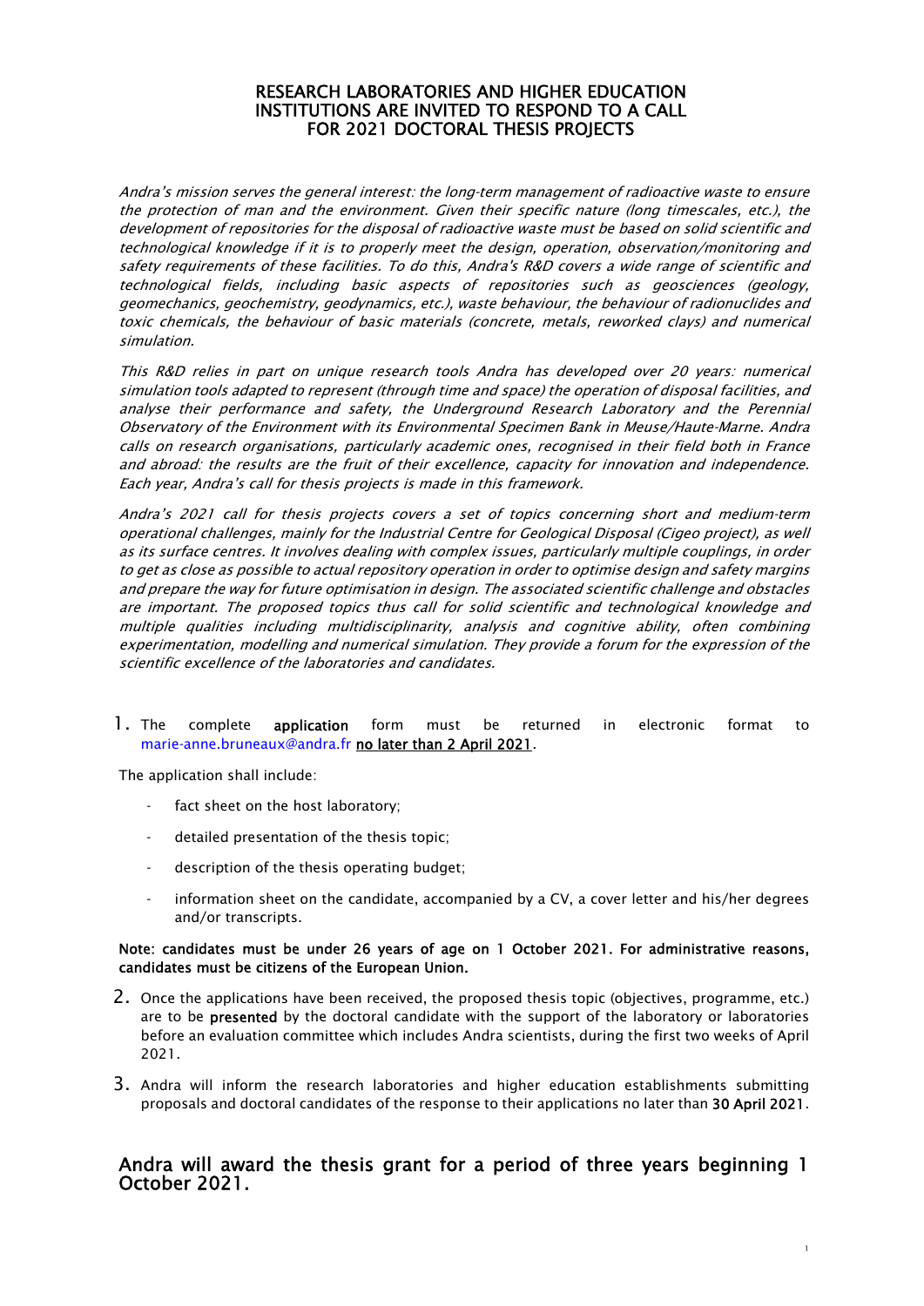# RESEARCH LABORATORIES AND HIGHER EDUCATION INSTITUTIONS ARE INVITED TO RESPOND TO A CALL FOR 2021 DOCTORAL THESIS PROJECTS

*Andra's mission serves the general interest: the long-term management of radioactive waste to ensure the protection of man and the environment. Given their specific nature (long timescales, etc.), the development of repositories for the disposal of radioactive waste must be based on solid scientific and technological knowledge if it is to properly meet the design, operation, observation/monitoring and safety requirements of these facilities. To do this, Andra's R&D covers a wide range of scientific and technological fields, including basic aspects of repositories such as geosciences (geology, geomechanics, geochemistry, geodynamics, etc.), waste behaviour, the behaviour of radionuclides and toxic chemicals, the behaviour of basic materials (concrete, metals, reworked clays) and numerical simulation.*

*This R&D relies in part on unique research tools Andra has developed over 20 years: numerical simulation tools adapted to represent (through time and space) the operation of disposal facilities, and analyse their performance and safety, the Underground Research Laboratory and the Perennial Observatory of the Environment with its Environmental Specimen Bank in Meuse/Haute-Marne. Andra calls on research organisations, particularly academic ones, recognised in their field both in France and abroad: the results are the fruit of their excellence, capacity for innovation and independence. Each year, Andra's call for thesis projects is made in this framework.*

*Andra's 2021 call for thesis projects covers a set of topics concerning short and medium-term operational challenges, mainly for the Industrial Centre for Geological Disposal (Cigeo project), as well as its surface centres. It involves dealing with complex issues, particularly multiple couplings, in order to get as close as possible to actual repository operation in order to optimise design and safety margins and prepare the way for future optimisation in design. The associated scientific challenge and obstacles are important. The proposed topics thus call for solid scientific and technological knowledge and multiple qualities including multidisciplinarity, analysis and cognitive ability, often combining experimentation, modelling and numerical simulation. They provide a forum for the expression of the scientific excellence of the laboratories and candidates.*

1. The complete **application** form must be returned in electronic format to marie-anne.bruneaux@andra.fr <u>no later than 2 April 2021</u>.

The application shall include:

- fact sheet on the host laboratory;
- detailed presentation of the thesis topic;
- description of the thesis operating budget;
- information sheet on the candidate, accompanied by a CV, a cover letter and his/her degrees and/or transcripts.

**Note: candidates must be under 26 years of age on 1 October 2021. For administrative reasons, candidates must be citizens of the European Union.**

2. Once the applications have been received, the proposed thesis topic (objectives, programme, etc.) are to be **presented** by the doctoral candidate with the support of the laboratory or laboratories before an evaluation committee which includes Andra scientists, during the first two weeks of April 2021.

3. Andra will inform the research laboratories and higher education establishments submitting proposals and doctoral candidates of the response to their applications no later than **30 April 2021**.

## Andra will award the thesis grant for a period of three years beginning 1 October 2021.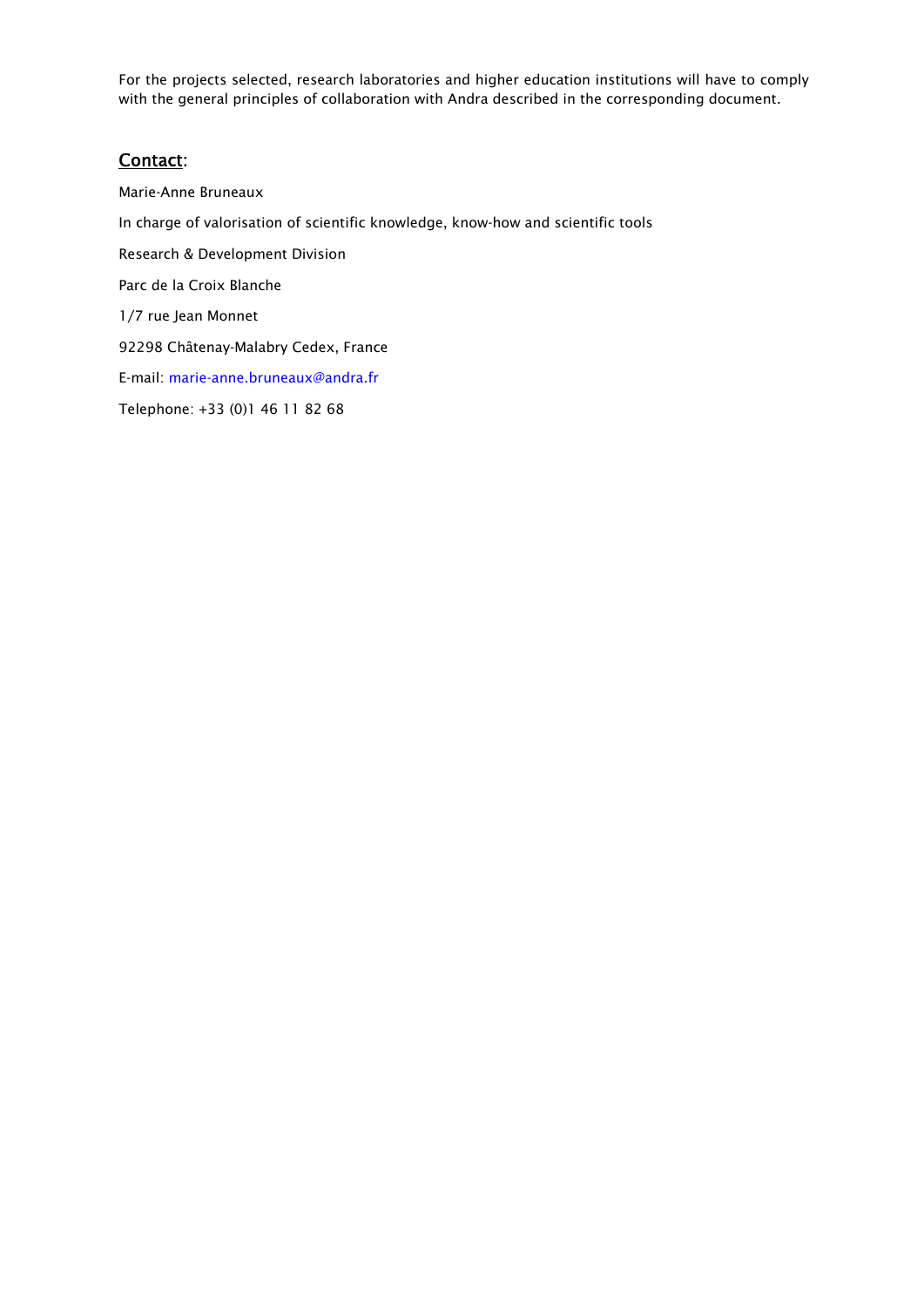For the projects selected, research laboratories and higher education institutions will have to comply with the general principles of collaboration with Andra described in the corresponding document.

## Contact:

Marie-Anne Bruneaux

In charge of valorisation of scientific knowledge, know-how and scientific tools

Research & Development Division

Parc de la Croix Blanche

1/7 rue Jean Monnet

92298 Châtenay-Malabry Cedex, France

E-mail: marie-anne.bruneaux@andra.fr

Telephone: +33 (0)1 46 11 82 68